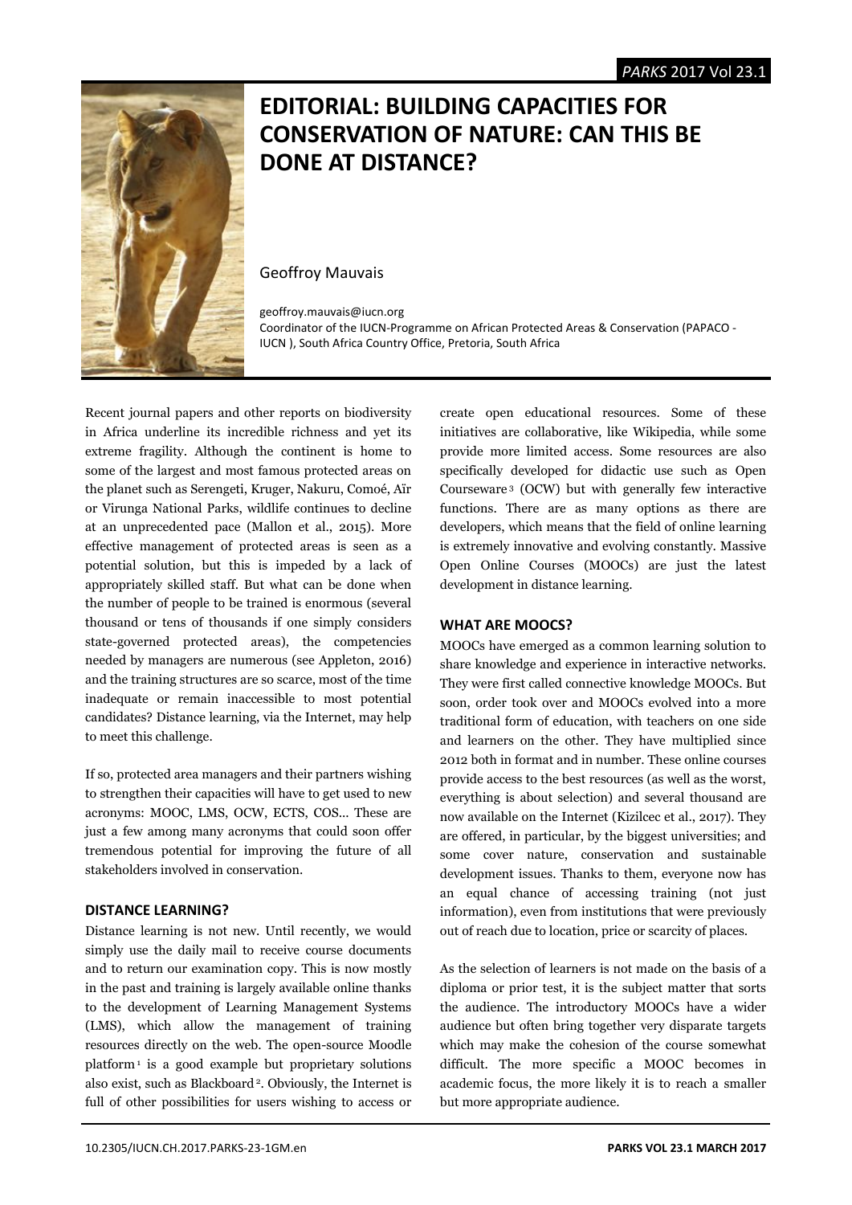# EDITORIAL: BUILDING CAPACITIES FOR CONSERVATION OF NATURE: CAN THIS BE DONE AT DISTANCE?

Geoffroy Mauvais

geoffroy.mauvais@iucn.org
Coordinator of the IUCN-Programme on African Protected Areas & Conservation (PAPACO - IUCN ), South Africa Country Office, Pretoria, South Africa

Recent journal papers and other reports on biodiversity in Africa underline its incredible richness and yet its extreme fragility. Although the continent is home to some of the largest and most famous protected areas on the planet such as Serengeti, Kruger, Nakuru, Comoé, Aïr or Virunga National Parks, wildlife continues to decline at an unprecedented pace (Mallon et al., 2015). More effective management of protected areas is seen as a potential solution, but this is impeded by a lack of appropriately skilled staff. But what can be done when the number of people to be trained is enormous (several thousand or tens of thousands if one simply considers state-governed protected areas), the competencies needed by managers are numerous (see Appleton, 2016) and the training structures are so scarce, most of the time inadequate or remain inaccessible to most potential candidates? Distance learning, via the Internet, may help to meet this challenge.

If so, protected area managers and their partners wishing to strengthen their capacities will have to get used to new acronyms: MOOC, LMS, OCW, ECTS, COS... These are just a few among many acronyms that could soon offer tremendous potential for improving the future of all stakeholders involved in conservation.

### DISTANCE LEARNING?

Distance learning is not new. Until recently, we would simply use the daily mail to receive course documents and to return our examination copy. This is now mostly in the past and training is largely available online thanks to the development of Learning Management Systems (LMS), which allow the management of training resources directly on the web. The open-source Moodle platform [1] is a good example but proprietary solutions also exist, such as Blackboard [2]. Obviously, the Internet is full of other possibilities for users wishing to access or create open educational resources. Some of these initiatives are collaborative, like Wikipedia, while some provide more limited access. Some resources are also specifically developed for didactic use such as Open Courseware [3] (OCW) but with generally few interactive functions. There are as many options as there are developers, which means that the field of online learning is extremely innovative and evolving constantly. Massive Open Online Courses (MOOCs) are just the latest development in distance learning.

### WHAT ARE MOOCS?

MOOCs have emerged as a common learning solution to share knowledge and experience in interactive networks. They were first called connective knowledge MOOCs. But soon, order took over and MOOCs evolved into a more traditional form of education, with teachers on one side and learners on the other. They have multiplied since 2012 both in format and in number. These online courses provide access to the best resources (as well as the worst, everything is about selection) and several thousand are now available on the Internet (Kizilcec et al., 2017). They are offered, in particular, by the biggest universities; and some cover nature, conservation and sustainable development issues. Thanks to them, everyone now has an equal chance of accessing training (not just information), even from institutions that were previously out of reach due to location, price or scarcity of places.

As the selection of learners is not made on the basis of a diploma or prior test, it is the subject matter that sorts the audience. The introductory MOOCs have a wider audience but often bring together very disparate targets which may make the cohesion of the course somewhat difficult. The more specific a MOOC becomes in academic focus, the more likely it is to reach a smaller but more appropriate audience.

10.2305/IUCN.CH.2017.PARKS-23-1GM.en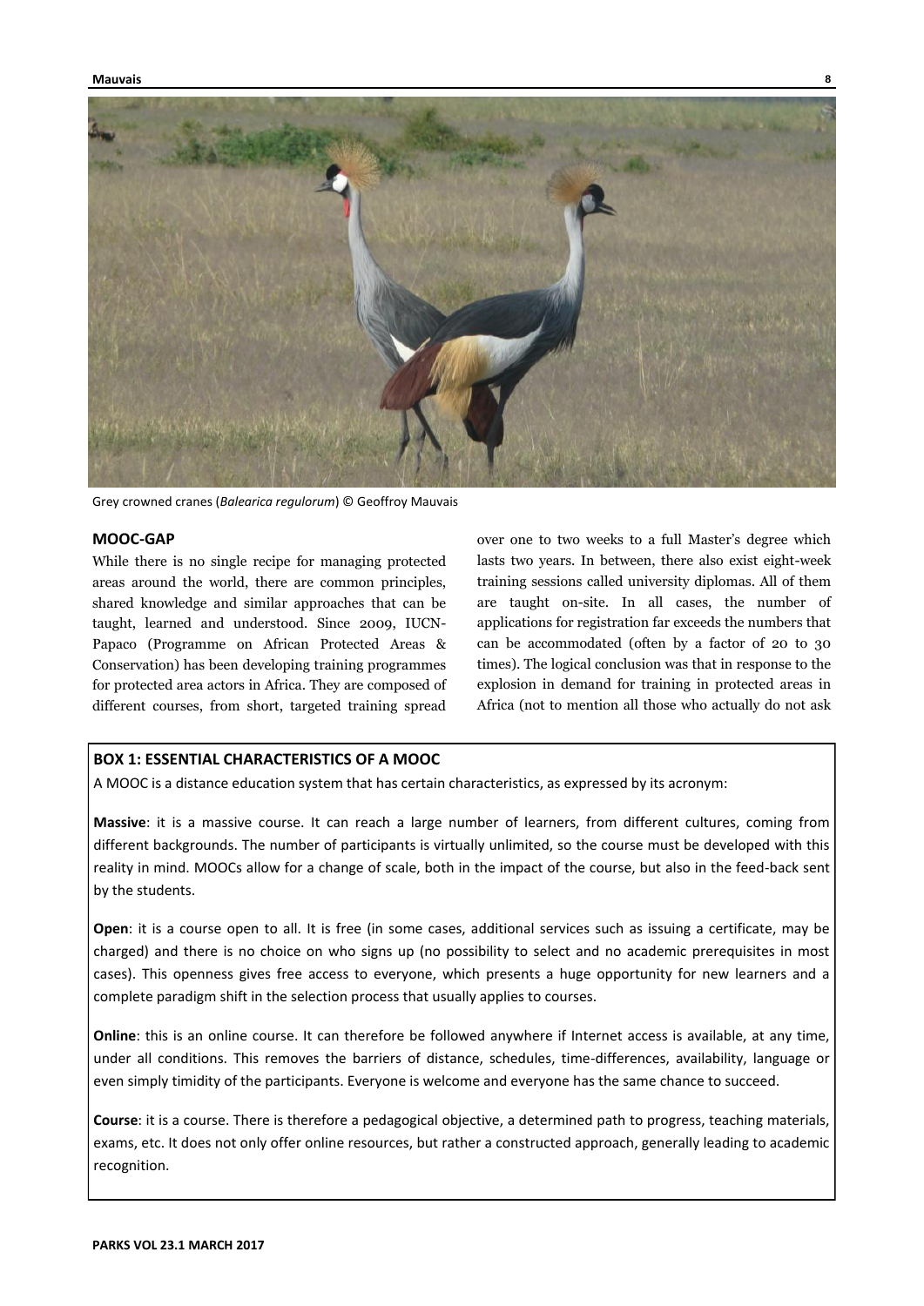Grey crowned cranes (*Balearica regulorum*) © Geoffroy Mauvais

## MOOC-GAP

While there is no single recipe for managing protected areas around the world, there are common principles, shared knowledge and similar approaches that can be taught, learned and understood. Since 2009, IUCN-Papaco (Programme on African Protected Areas & Conservation) has been developing training programmes for protected area actors in Africa. They are composed of different courses, from short, targeted training spread over one to two weeks to a full Master's degree which lasts two years. In between, there also exist eight-week training sessions called university diplomas. All of them are taught on-site. In all cases, the number of applications for registration far exceeds the numbers that can be accommodated (often by a factor of 20 to 30 times). The logical conclusion was that in response to the explosion in demand for training in protected areas in Africa (not to mention all those who actually do not ask

### BOX 1: ESSENTIAL CHARACTERISTICS OF A MOOC

A MOOC is a distance education system that has certain characteristics, as expressed by its acronym:

**Massive**: it is a massive course. It can reach a large number of learners, from different cultures, coming from different backgrounds. The number of participants is virtually unlimited, so the course must be developed with this reality in mind. MOOCs allow for a change of scale, both in the impact of the course, but also in the feed-back sent by the students.

**Open**: it is a course open to all. It is free (in some cases, additional services such as issuing a certificate, may be charged) and there is no choice on who signs up (no possibility to select and no academic prerequisites in most cases). This openness gives free access to everyone, which presents a huge opportunity for new learners and a complete paradigm shift in the selection process that usually applies to courses.

**Online**: this is an online course. It can therefore be followed anywhere if Internet access is available, at any time, under all conditions. This removes the barriers of distance, schedules, time-differences, availability, language or even simply timidity of the participants. Everyone is welcome and everyone has the same chance to succeed.

**Course**: it is a course. There is therefore a pedagogical objective, a determined path to progress, teaching materials, exams, etc. It does not only offer online resources, but rather a constructed approach, generally leading to academic recognition.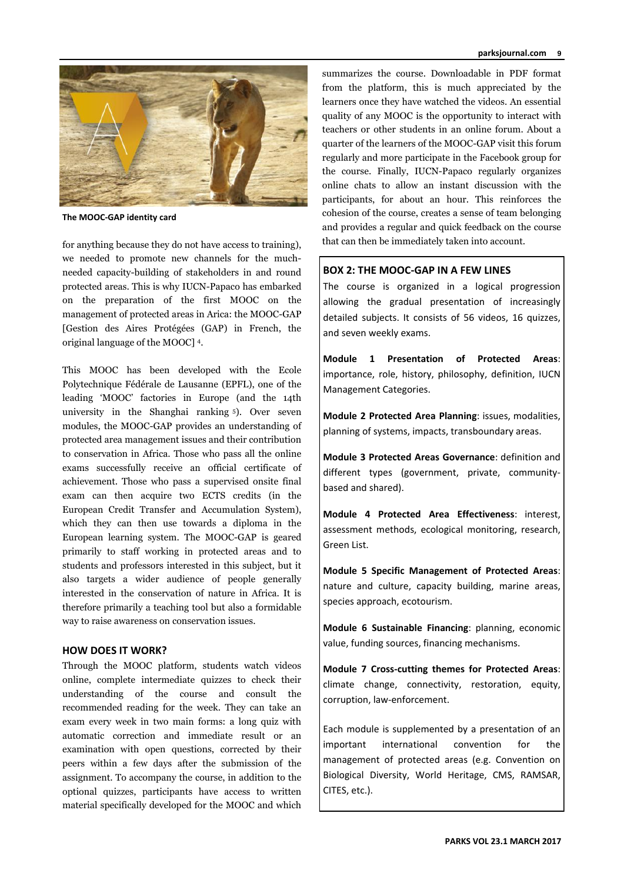The MOOC-GAP identity card

for anything because they do not have access to training), we needed to promote new channels for the much-needed capacity-building of stakeholders in and round protected areas. This is why IUCN-Papaco has embarked on the preparation of the first MOOC on the management of protected areas in Arica: the MOOC-GAP [Gestion des Aires Protégées (GAP) in French, the original language of the MOOC] [4].

This MOOC has been developed with the Ecole Polytechnique Fédérale de Lausanne (EPFL), one of the leading 'MOOC' factories in Europe (and the 14th university in the Shanghai ranking [5]). Over seven modules, the MOOC-GAP provides an understanding of protected area management issues and their contribution to conservation in Africa. Those who pass all the online exams successfully receive an official certificate of achievement. Those who pass a supervised onsite final exam can then acquire two ECTS credits (in the European Credit Transfer and Accumulation System), which they can then use towards a diploma in the European learning system. The MOOC-GAP is geared primarily to staff working in protected areas and to students and professors interested in this subject, but it also targets a wider audience of people generally interested in the conservation of nature in Africa. It is therefore primarily a teaching tool but also a formidable way to raise awareness on conservation issues.

## HOW DOES IT WORK?

Through the MOOC platform, students watch videos online, complete intermediate quizzes to check their understanding of the course and consult the recommended reading for the week. They can take an exam every week in two main forms: a long quiz with automatic correction and immediate result or an examination with open questions, corrected by their peers within a few days after the submission of the assignment. To accompany the course, in addition to the optional quizzes, participants have access to written material specifically developed for the MOOC and which summarizes the course. Downloadable in PDF format from the platform, this is much appreciated by the learners once they have watched the videos. An essential quality of any MOOC is the opportunity to interact with teachers or other students in an online forum. About a quarter of the learners of the MOOC-GAP visit this forum regularly and more participate in the Facebook group for the course. Finally, IUCN-Papaco regularly organizes online chats to allow an instant discussion with the participants, for about an hour. This reinforces the cohesion of the course, creates a sense of team belonging and provides a regular and quick feedback on the course that can then be immediately taken into account.

### BOX 2: THE MOOC-GAP IN A FEW LINES

The course is organized in a logical progression allowing the gradual presentation of increasingly detailed subjects. It consists of 56 videos, 16 quizzes, and seven weekly exams.

**Module 1 Presentation of Protected Areas**: importance, role, history, philosophy, definition, IUCN Management Categories.

**Module 2 Protected Area Planning**: issues, modalities, planning of systems, impacts, transboundary areas.

**Module 3 Protected Areas Governance**: definition and different types (government, private, community-based and shared).

**Module 4 Protected Area Effectiveness**: interest, assessment methods, ecological monitoring, research, Green List.

**Module 5 Specific Management of Protected Areas**: nature and culture, capacity building, marine areas, species approach, ecotourism.

**Module 6 Sustainable Financing**: planning, economic value, funding sources, financing mechanisms.

**Module 7 Cross-cutting themes for Protected Areas**: climate change, connectivity, restoration, equity, corruption, law-enforcement.

Each module is supplemented by a presentation of an important international convention for the management of protected areas (e.g. Convention on Biological Diversity, World Heritage, CMS, RAMSAR, CITES, etc.).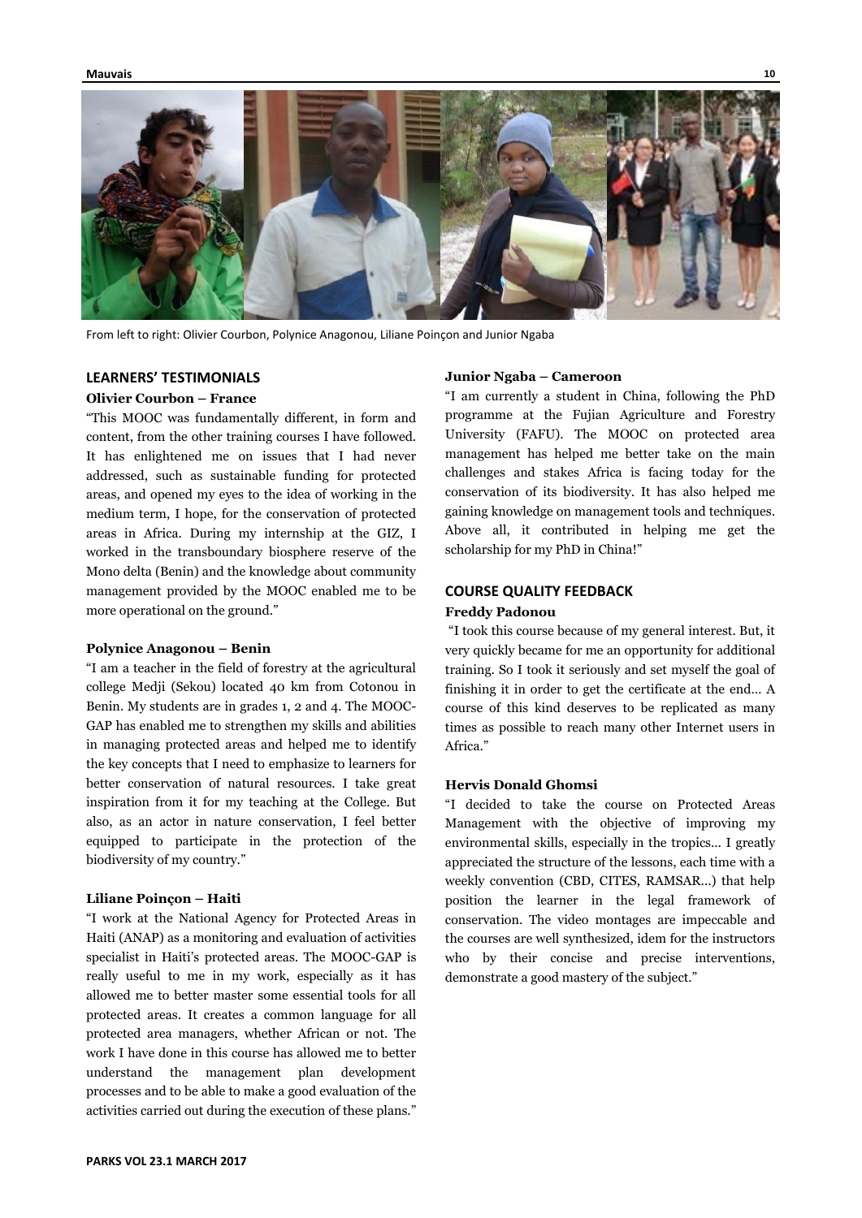From left to right: Olivier Courbon, Polynice Anagonou, Liliane Poinçon and Junior Ngaba

## LEARNERS' TESTIMONIALS

**Olivier Courbon – France**

"This MOOC was fundamentally different, in form and content, from the other training courses I have followed. It has enlightened me on issues that I had never addressed, such as sustainable funding for protected areas, and opened my eyes to the idea of working in the medium term, I hope, for the conservation of protected areas in Africa. During my internship at the GIZ, I worked in the transboundary biosphere reserve of the Mono delta (Benin) and the knowledge about community management provided by the MOOC enabled me to be more operational on the ground."

**Polynice Anagonou – Benin**

"I am a teacher in the field of forestry at the agricultural college Medji (Sekou) located 40 km from Cotonou in Benin. My students are in grades 1, 2 and 4. The MOOC-GAP has enabled me to strengthen my skills and abilities in managing protected areas and helped me to identify the key concepts that I need to emphasize to learners for better conservation of natural resources. I take great inspiration from it for my teaching at the College. But also, as an actor in nature conservation, I feel better equipped to participate in the protection of the biodiversity of my country."

**Liliane Poinçon – Haiti**

"I work at the National Agency for Protected Areas in Haiti (ANAP) as a monitoring and evaluation of activities specialist in Haiti's protected areas. The MOOC-GAP is really useful to me in my work, especially as it has allowed me to better master some essential tools for all protected areas. It creates a common language for all protected area managers, whether African or not. The work I have done in this course has allowed me to better understand the management plan development processes and to be able to make a good evaluation of the activities carried out during the execution of these plans."

**Junior Ngaba – Cameroon**

"I am currently a student in China, following the PhD programme at the Fujian Agriculture and Forestry University (FAFU). The MOOC on protected area management has helped me better take on the main challenges and stakes Africa is facing today for the conservation of its biodiversity. It has also helped me gaining knowledge on management tools and techniques. Above all, it contributed in helping me get the scholarship for my PhD in China!"

## COURSE QUALITY FEEDBACK

**Freddy Padonou**

"I took this course because of my general interest. But, it very quickly became for me an opportunity for additional training. So I took it seriously and set myself the goal of finishing it in order to get the certificate at the end... A course of this kind deserves to be replicated as many times as possible to reach many other Internet users in Africa."

**Hervis Donald Ghomsi**

"I decided to take the course on Protected Areas Management with the objective of improving my environmental skills, especially in the tropics... I greatly appreciated the structure of the lessons, each time with a weekly convention (CBD, CITES, RAMSAR...) that help position the learner in the legal framework of conservation. The video montages are impeccable and the courses are well synthesized, idem for the instructors who by their concise and precise interventions, demonstrate a good mastery of the subject."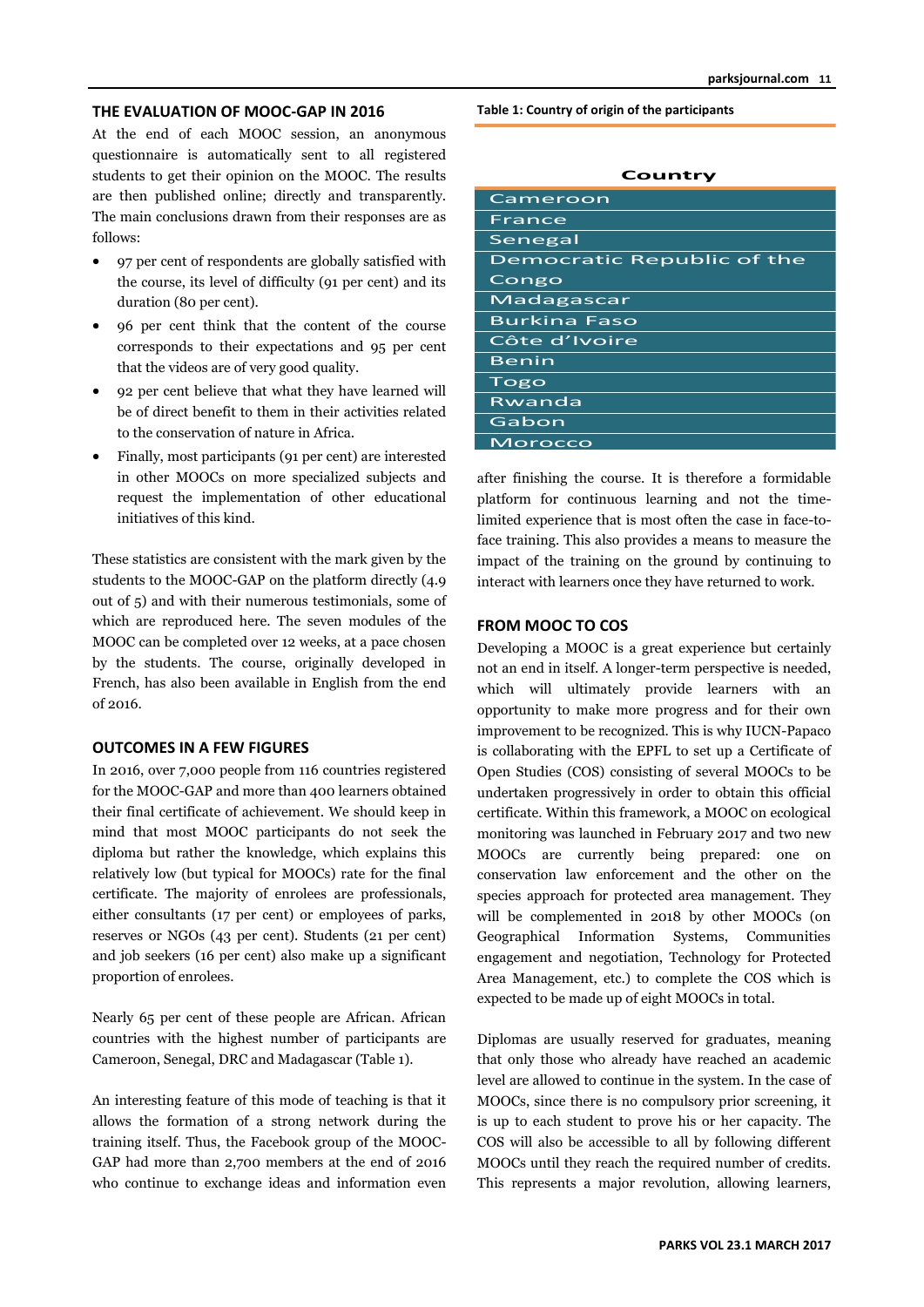## THE EVALUATION OF MOOC-GAP IN 2016

At the end of each MOOC session, an anonymous questionnaire is automatically sent to all registered students to get their opinion on the MOOC. The results are then published online; directly and transparently. The main conclusions drawn from their responses are as follows:

- 97 per cent of respondents are globally satisfied with the course, its level of difficulty (91 per cent) and its duration (80 per cent).
- 96 per cent think that the content of the course corresponds to their expectations and 95 per cent that the videos are of very good quality.
- 92 per cent believe that what they have learned will be of direct benefit to them in their activities related to the conservation of nature in Africa.
- Finally, most participants (91 per cent) are interested in other MOOCs on more specialized subjects and request the implementation of other educational initiatives of this kind.

These statistics are consistent with the mark given by the students to the MOOC-GAP on the platform directly (4.9 out of 5) and with their numerous testimonials, some of which are reproduced here. The seven modules of the MOOC can be completed over 12 weeks, at a pace chosen by the students. The course, originally developed in French, has also been available in English from the end of 2016.

## OUTCOMES IN A FEW FIGURES

In 2016, over 7,000 people from 116 countries registered for the MOOC-GAP and more than 400 learners obtained their final certificate of achievement. We should keep in mind that most MOOC participants do not seek the diploma but rather the knowledge, which explains this relatively low (but typical for MOOCs) rate for the final certificate. The majority of enrolees are professionals, either consultants (17 per cent) or employees of parks, reserves or NGOs (43 per cent). Students (21 per cent) and job seekers (16 per cent) also make up a significant proportion of enrolees.

Nearly 65 per cent of these people are African. African countries with the highest number of participants are Cameroon, Senegal, DRC and Madagascar (Table 1).

**Table 1: Country of origin of the participants**

| Country |
|---|
| Cameroon |
| France |
| Senegal |
| Democratic Republic of the Congo |
| Madagascar |
| Burkina Faso |
| Côte d'Ivoire |
| Benin |
| Togo |
| Rwanda |
| Gabon |
| Morocco |

An interesting feature of this mode of teaching is that it allows the formation of a strong network during the training itself. Thus, the Facebook group of the MOOC-GAP had more than 2,700 members at the end of 2016 who continue to exchange ideas and information even after finishing the course. It is therefore a formidable platform for continuous learning and not the time-limited experience that is most often the case in face-to-face training. This also provides a means to measure the impact of the training on the ground by continuing to interact with learners once they have returned to work.

## FROM MOOC TO COS

Developing a MOOC is a great experience but certainly not an end in itself. A longer-term perspective is needed, which will ultimately provide learners with an opportunity to make more progress and for their own improvement to be recognized. This is why IUCN-Papaco is collaborating with the EPFL to set up a Certificate of Open Studies (COS) consisting of several MOOCs to be undertaken progressively in order to obtain this official certificate. Within this framework, a MOOC on ecological monitoring was launched in February 2017 and two new MOOCs are currently being prepared: one on conservation law enforcement and the other on the species approach for protected area management. They will be complemented in 2018 by other MOOCs (on Geographical Information Systems, Communities engagement and negotiation, Technology for Protected Area Management, etc.) to complete the COS which is expected to be made up of eight MOOCs in total.

Diplomas are usually reserved for graduates, meaning that only those who already have reached an academic level are allowed to continue in the system. In the case of MOOCs, since there is no compulsory prior screening, it is up to each student to prove his or her capacity. The COS will also be accessible to all by following different MOOCs until they reach the required number of credits. This represents a major revolution, allowing learners,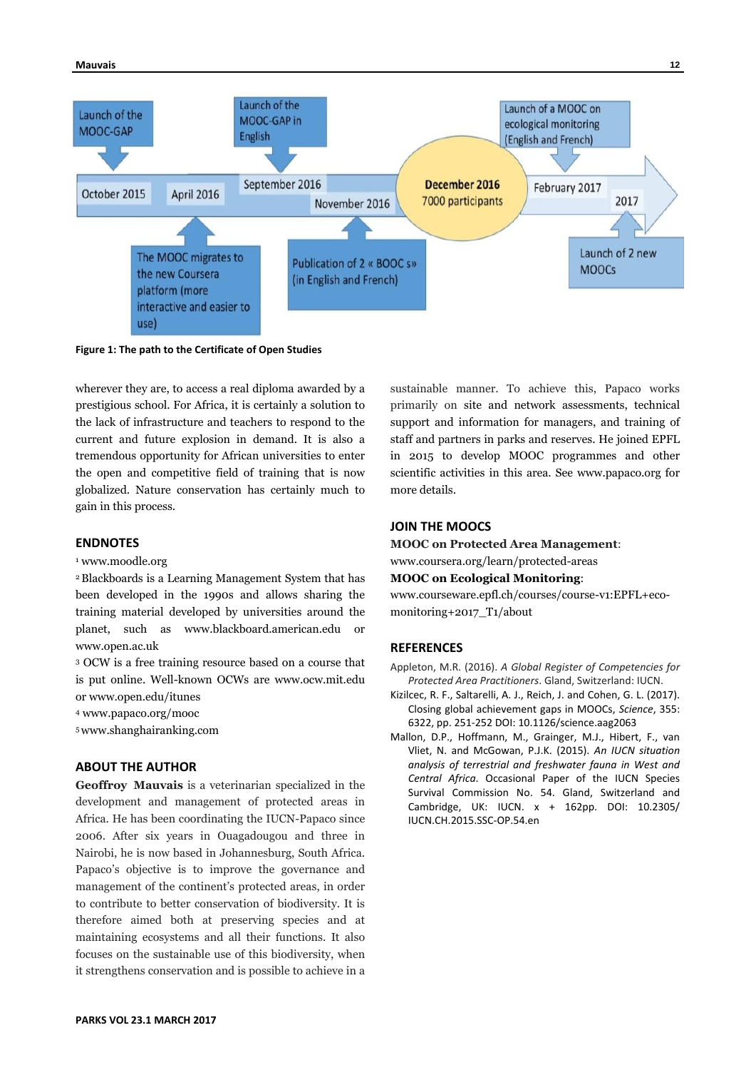Launch of the MOOC-GAP

Launch of the MOOC-GAP in English

Launch of a MOOC on ecological monitoring (English and French)

October 2015

April 2016

September 2016

November 2016

December 2016
7000 participants

February 2017

2017

The MOOC migrates to the new Coursera platform (more interactive and easier to use)

Publication of 2 « BOOC s» (in English and French)

Launch of 2 new MOOCs

**Figure 1: The path to the Certificate of Open Studies**

wherever they are, to access a real diploma awarded by a prestigious school. For Africa, it is certainly a solution to the lack of infrastructure and teachers to respond to the current and future explosion in demand. It is also a tremendous opportunity for African universities to enter the open and competitive field of training that is now globalized. Nature conservation has certainly much to gain in this process.

## ENDNOTES

[1] www.moodle.org

[2] Blackboards is a Learning Management System that has been developed in the 1990s and allows sharing the training material developed by universities around the planet, such as www.blackboard.american.edu or www.open.ac.uk

[3] OCW is a free training resource based on a course that is put online. Well-known OCWs are www.ocw.mit.edu or www.open.edu/itunes

[4] www.papaco.org/mooc

[5] www.shanghairanking.com

## ABOUT THE AUTHOR

**Geoffroy Mauvais** is a veterinarian specialized in the development and management of protected areas in Africa. He has been coordinating the IUCN-Papaco since 2006. After six years in Ouagadougou and three in Nairobi, he is now based in Johannesburg, South Africa. Papaco's objective is to improve the governance and management of the continent's protected areas, in order to contribute to better conservation of biodiversity. It is therefore aimed both at preserving species and at maintaining ecosystems and all their functions. It also focuses on the sustainable use of this biodiversity, when it strengthens conservation and is possible to achieve in a sustainable manner. To achieve this, Papaco works primarily on site and network assessments, technical support and information for managers, and training of staff and partners in parks and reserves. He joined EPFL in 2015 to develop MOOC programmes and other scientific activities in this area. See www.papaco.org for more details.

## JOIN THE MOOCS

**MOOC on Protected Area Management**:
www.coursera.org/learn/protected-areas

**MOOC on Ecological Monitoring**:
www.courseware.epfl.ch/courses/course-v1:EPFL+eco-monitoring+2017_T1/about

## REFERENCES

Appleton, M.R. (2016). *A Global Register of Competencies for Protected Area Practitioners*. Gland, Switzerland: IUCN.

Kizilcec, R. F., Saltarelli, A. J., Reich, J. and Cohen, G. L. (2017). Closing global achievement gaps in MOOCs, *Science*, 355: 6322, pp. 251-252 DOI: 10.1126/science.aag2063

Mallon, D.P., Hoffmann, M., Grainger, M.J., Hibert, F., van Vliet, N. and McGowan, P.J.K. (2015). *An IUCN situation analysis of terrestrial and freshwater fauna in West and Central Africa*. Occasional Paper of the IUCN Species Survival Commission No. 54. Gland, Switzerland and Cambridge, UK: IUCN. x + 162pp. DOI: 10.2305/IUCN.CH.2015.SSC-OP.54.en